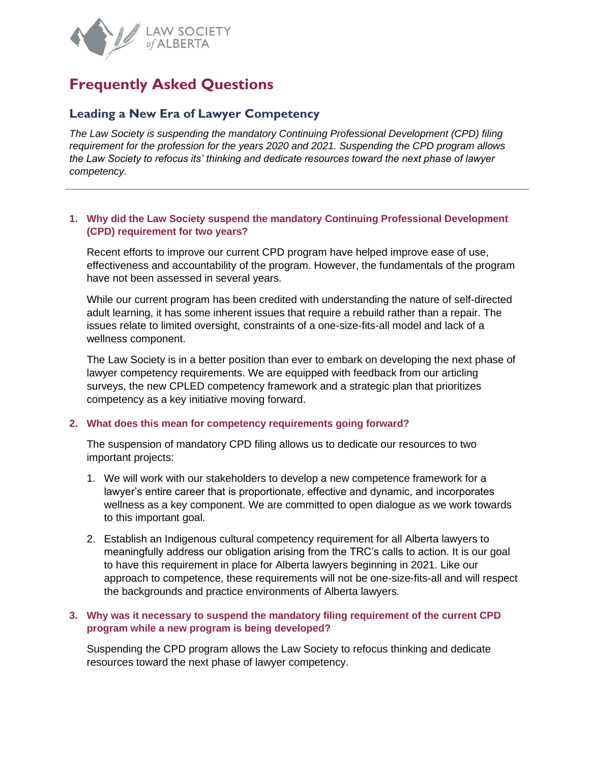LAW SOCIETY of ALBERTA

# Frequently Asked Questions

## Leading a New Era of Lawyer Competency

*The Law Society is suspending the mandatory Continuing Professional Development (CPD) filing requirement for the profession for the years 2020 and 2021. Suspending the CPD program allows the Law Society to refocus its' thinking and dedicate resources toward the next phase of lawyer competency.*

---

### 1. Why did the Law Society suspend the mandatory Continuing Professional Development (CPD) requirement for two years?

Recent efforts to improve our current CPD program have helped improve ease of use, effectiveness and accountability of the program. However, the fundamentals of the program have not been assessed in several years.

While our current program has been credited with understanding the nature of self-directed adult learning, it has some inherent issues that require a rebuild rather than a repair. The issues relate to limited oversight, constraints of a one-size-fits-all model and lack of a wellness component.

The Law Society is in a better position than ever to embark on developing the next phase of lawyer competency requirements. We are equipped with feedback from our articling surveys, the new CPLED competency framework and a strategic plan that prioritizes competency as a key initiative moving forward.

### 2. What does this mean for competency requirements going forward?

The suspension of mandatory CPD filing allows us to dedicate our resources to two important projects:

1. We will work with our stakeholders to develop a new competence framework for a lawyer's entire career that is proportionate, effective and dynamic, and incorporates wellness as a key component. We are committed to open dialogue as we work towards to this important goal.
2. Establish an Indigenous cultural competency requirement for all Alberta lawyers to meaningfully address our obligation arising from the TRC's calls to action. It is our goal to have this requirement in place for Alberta lawyers beginning in 2021. Like our approach to competence, these requirements will not be one-size-fits-all and will respect the backgrounds and practice environments of Alberta lawyers.

### 3. Why was it necessary to suspend the mandatory filing requirement of the current CPD program while a new program is being developed?

Suspending the CPD program allows the Law Society to refocus thinking and dedicate resources toward the next phase of lawyer competency.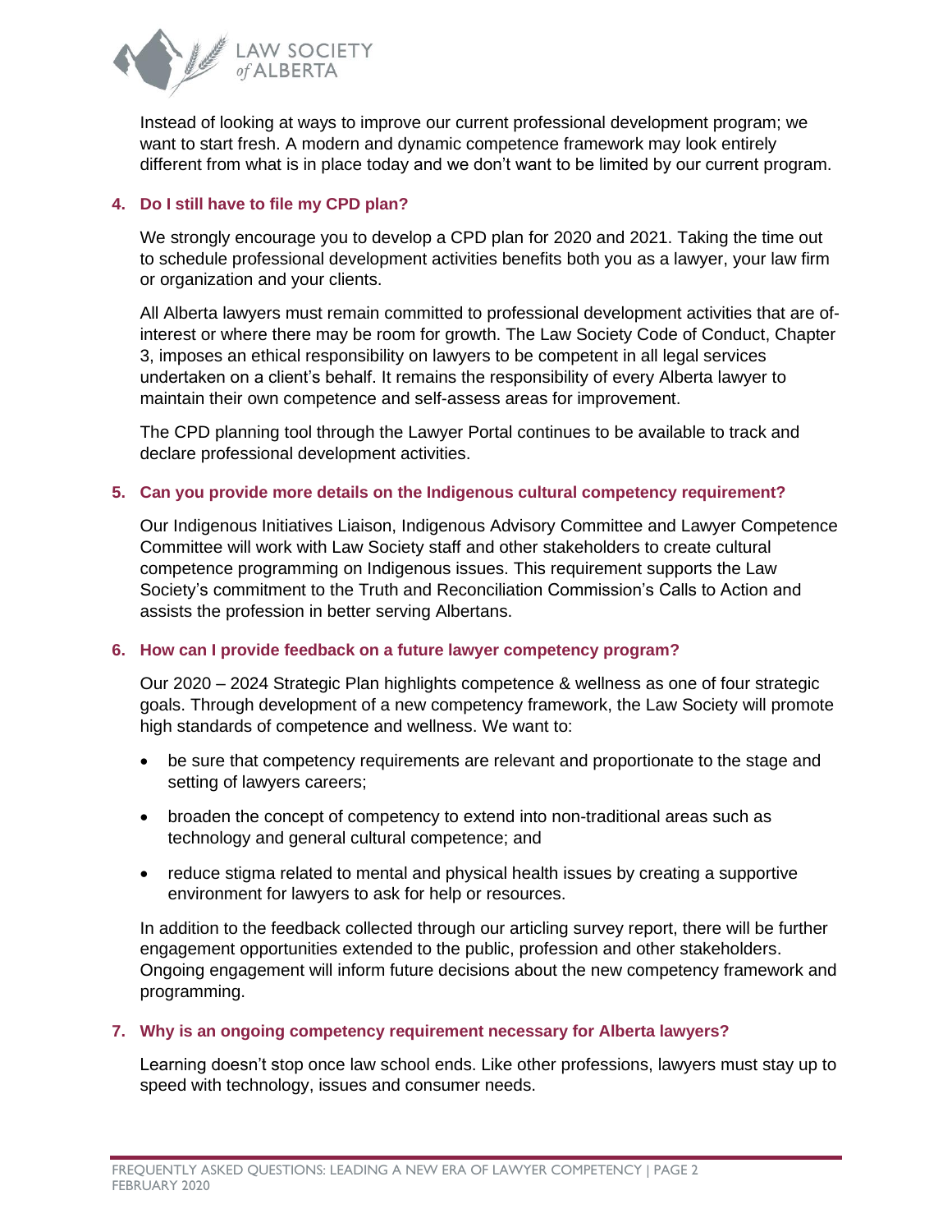Instead of looking at ways to improve our current professional development program; we want to start fresh. A modern and dynamic competence framework may look entirely different from what is in place today and we don't want to be limited by our current program.

### 4. Do I still have to file my CPD plan?

We strongly encourage you to develop a CPD plan for 2020 and 2021. Taking the time out to schedule professional development activities benefits both you as a lawyer, your law firm or organization and your clients.

All Alberta lawyers must remain committed to professional development activities that are of-interest or where there may be room for growth. The Law Society Code of Conduct, Chapter 3, imposes an ethical responsibility on lawyers to be competent in all legal services undertaken on a client's behalf. It remains the responsibility of every Alberta lawyer to maintain their own competence and self-assess areas for improvement.

The CPD planning tool through the Lawyer Portal continues to be available to track and declare professional development activities.

### 5. Can you provide more details on the Indigenous cultural competency requirement?

Our Indigenous Initiatives Liaison, Indigenous Advisory Committee and Lawyer Competence Committee will work with Law Society staff and other stakeholders to create cultural competence programming on Indigenous issues. This requirement supports the Law Society's commitment to the Truth and Reconciliation Commission's Calls to Action and assists the profession in better serving Albertans.

### 6. How can I provide feedback on a future lawyer competency program?

Our 2020 – 2024 Strategic Plan highlights competence & wellness as one of four strategic goals. Through development of a new competency framework, the Law Society will promote high standards of competence and wellness. We want to:

- be sure that competency requirements are relevant and proportionate to the stage and setting of lawyers careers;
- broaden the concept of competency to extend into non-traditional areas such as technology and general cultural competence; and
- reduce stigma related to mental and physical health issues by creating a supportive environment for lawyers to ask for help or resources.

In addition to the feedback collected through our articling survey report, there will be further engagement opportunities extended to the public, profession and other stakeholders. Ongoing engagement will inform future decisions about the new competency framework and programming.

### 7. Why is an ongoing competency requirement necessary for Alberta lawyers?

Learning doesn't stop once law school ends. Like other professions, lawyers must stay up to speed with technology, issues and consumer needs.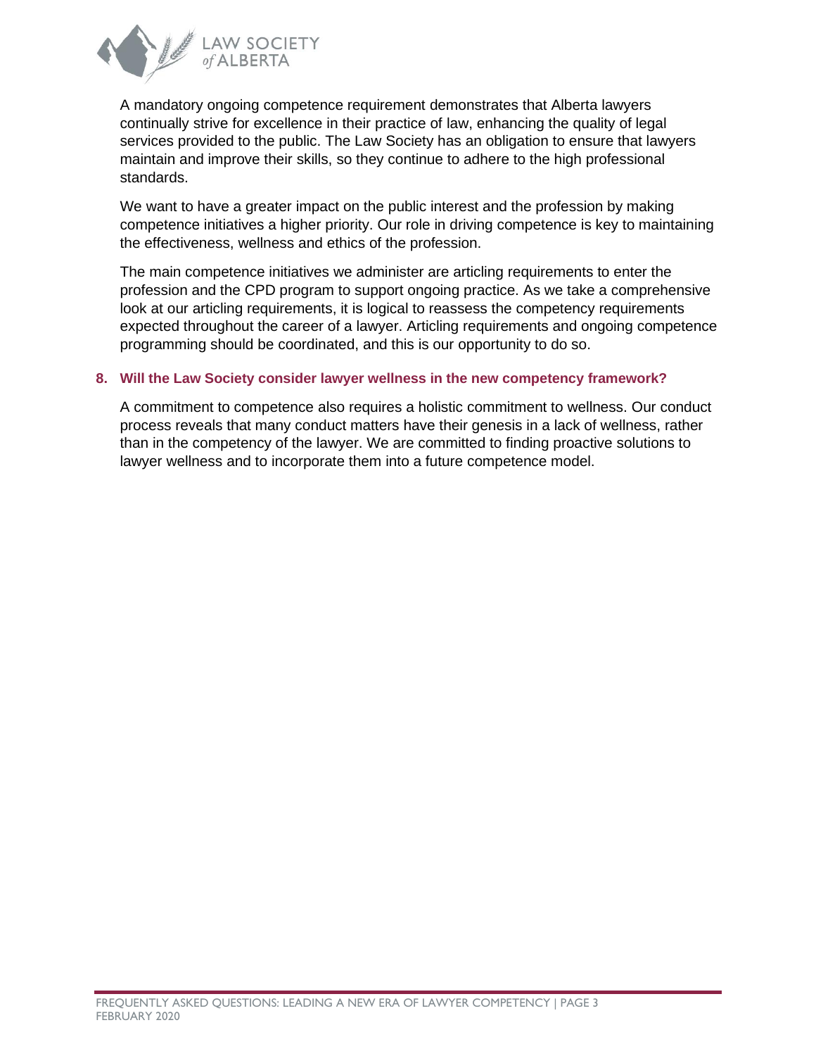A mandatory ongoing competence requirement demonstrates that Alberta lawyers continually strive for excellence in their practice of law, enhancing the quality of legal services provided to the public. The Law Society has an obligation to ensure that lawyers maintain and improve their skills, so they continue to adhere to the high professional standards.

We want to have a greater impact on the public interest and the profession by making competence initiatives a higher priority. Our role in driving competence is key to maintaining the effectiveness, wellness and ethics of the profession.

The main competence initiatives we administer are articling requirements to enter the profession and the CPD program to support ongoing practice. As we take a comprehensive look at our articling requirements, it is logical to reassess the competency requirements expected throughout the career of a lawyer. Articling requirements and ongoing competence programming should be coordinated, and this is our opportunity to do so.

### 8. Will the Law Society consider lawyer wellness in the new competency framework?

A commitment to competence also requires a holistic commitment to wellness. Our conduct process reveals that many conduct matters have their genesis in a lack of wellness, rather than in the competency of the lawyer. We are committed to finding proactive solutions to lawyer wellness and to incorporate them into a future competence model.